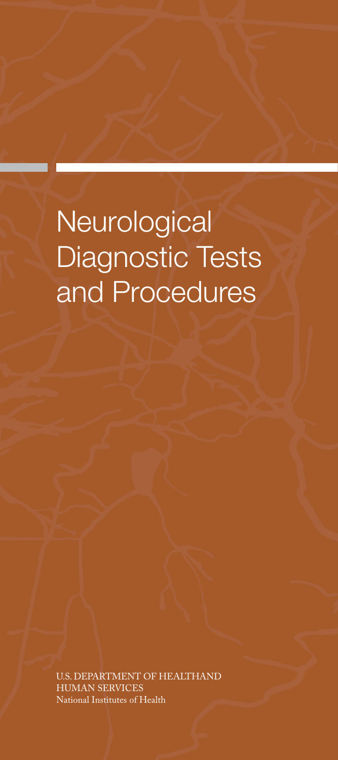# Neurological Diagnostic Tests and Procedures

U.S. DEPARTMENT OF HEALTHAND HUMAN SERVICES
National Institutes of Health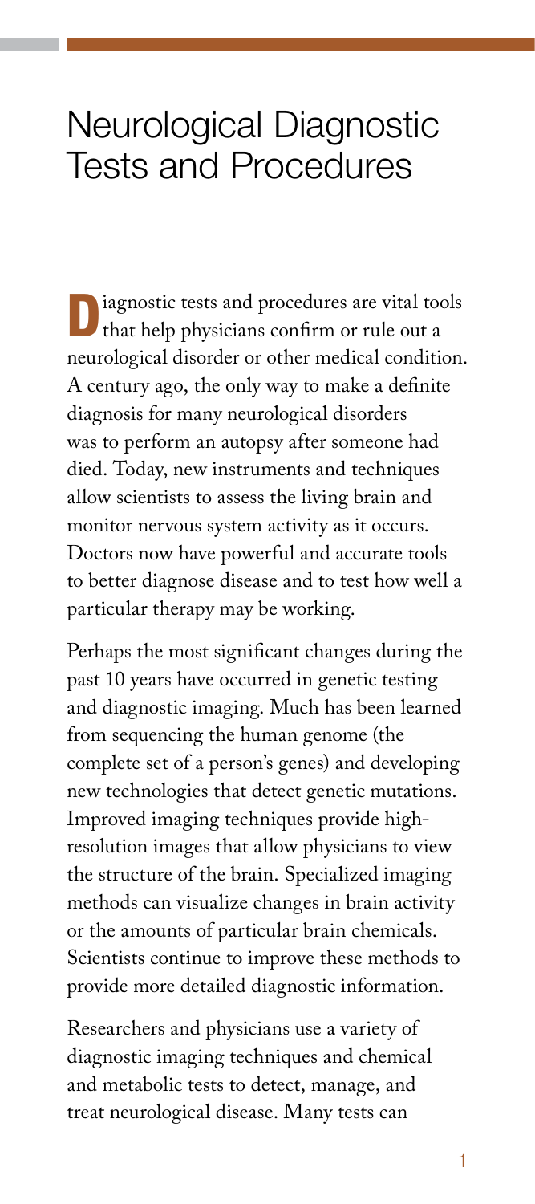# Neurological Diagnostic Tests and Procedures

Diagnostic tests and procedures are vital tools that help physicians confirm or rule out a neurological disorder or other medical condition. A century ago, the only way to make a definite diagnosis for many neurological disorders was to perform an autopsy after someone had died. Today, new instruments and techniques allow scientists to assess the living brain and monitor nervous system activity as it occurs. Doctors now have powerful and accurate tools to better diagnose disease and to test how well a particular therapy may be working.

Perhaps the most significant changes during the past 10 years have occurred in genetic testing and diagnostic imaging. Much has been learned from sequencing the human genome (the complete set of a person's genes) and developing new technologies that detect genetic mutations. Improved imaging techniques provide high-resolution images that allow physicians to view the structure of the brain. Specialized imaging methods can visualize changes in brain activity or the amounts of particular brain chemicals. Scientists continue to improve these methods to provide more detailed diagnostic information.

Researchers and physicians use a variety of diagnostic imaging techniques and chemical and metabolic tests to detect, manage, and treat neurological disease. Many tests can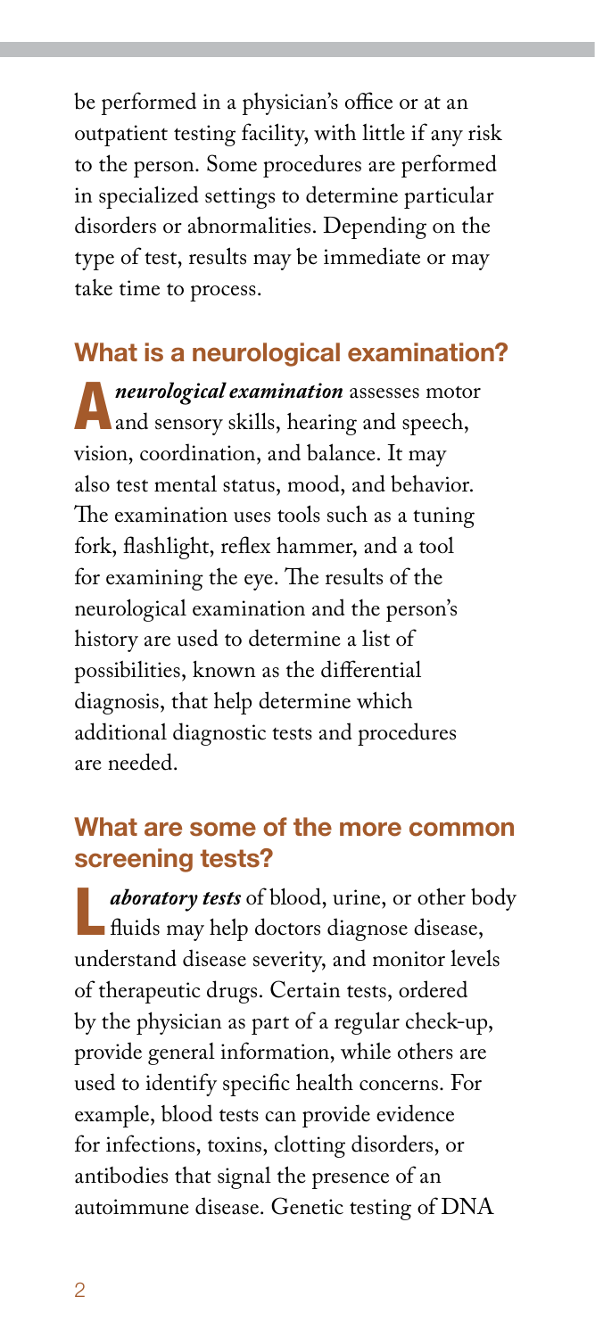be performed in a physician's office or at an outpatient testing facility, with little if any risk to the person. Some procedures are performed in specialized settings to determine particular disorders or abnormalities. Depending on the type of test, results may be immediate or may take time to process.

## What is a neurological examination?

A ***neurological examination*** assesses motor and sensory skills, hearing and speech, vision, coordination, and balance. It may also test mental status, mood, and behavior. The examination uses tools such as a tuning fork, flashlight, reflex hammer, and a tool for examining the eye. The results of the neurological examination and the person's history are used to determine a list of possibilities, known as the differential diagnosis, that help determine which additional diagnostic tests and procedures are needed.

## What are some of the more common screening tests?

***Laboratory tests*** of blood, urine, or other body fluids may help doctors diagnose disease, understand disease severity, and monitor levels of therapeutic drugs. Certain tests, ordered by the physician as part of a regular check-up, provide general information, while others are used to identify specific health concerns. For example, blood tests can provide evidence for infections, toxins, clotting disorders, or antibodies that signal the presence of an autoimmune disease. Genetic testing of DNA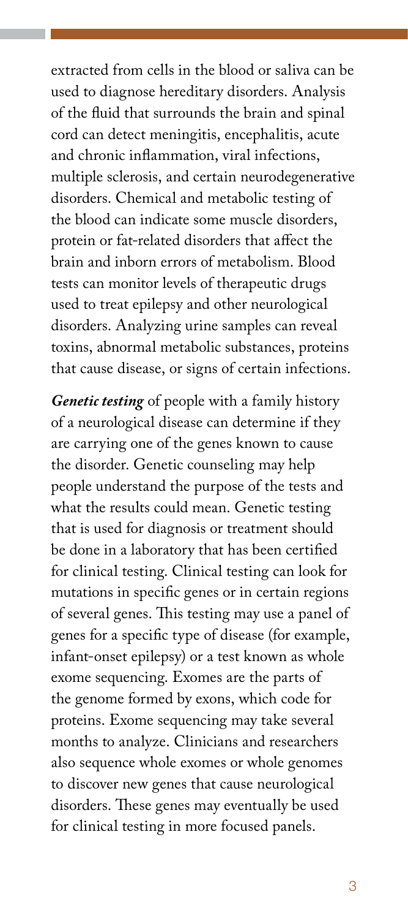extracted from cells in the blood or saliva can be used to diagnose hereditary disorders. Analysis of the fluid that surrounds the brain and spinal cord can detect meningitis, encephalitis, acute and chronic inflammation, viral infections, multiple sclerosis, and certain neurodegenerative disorders. Chemical and metabolic testing of the blood can indicate some muscle disorders, protein or fat-related disorders that affect the brain and inborn errors of metabolism. Blood tests can monitor levels of therapeutic drugs used to treat epilepsy and other neurological disorders. Analyzing urine samples can reveal toxins, abnormal metabolic substances, proteins that cause disease, or signs of certain infections.

***Genetic testing*** of people with a family history of a neurological disease can determine if they are carrying one of the genes known to cause the disorder. Genetic counseling may help people understand the purpose of the tests and what the results could mean. Genetic testing that is used for diagnosis or treatment should be done in a laboratory that has been certified for clinical testing. Clinical testing can look for mutations in specific genes or in certain regions of several genes. This testing may use a panel of genes for a specific type of disease (for example, infant-onset epilepsy) or a test known as whole exome sequencing. Exomes are the parts of the genome formed by exons, which code for proteins. Exome sequencing may take several months to analyze. Clinicians and researchers also sequence whole exomes or whole genomes to discover new genes that cause neurological disorders. These genes may eventually be used for clinical testing in more focused panels.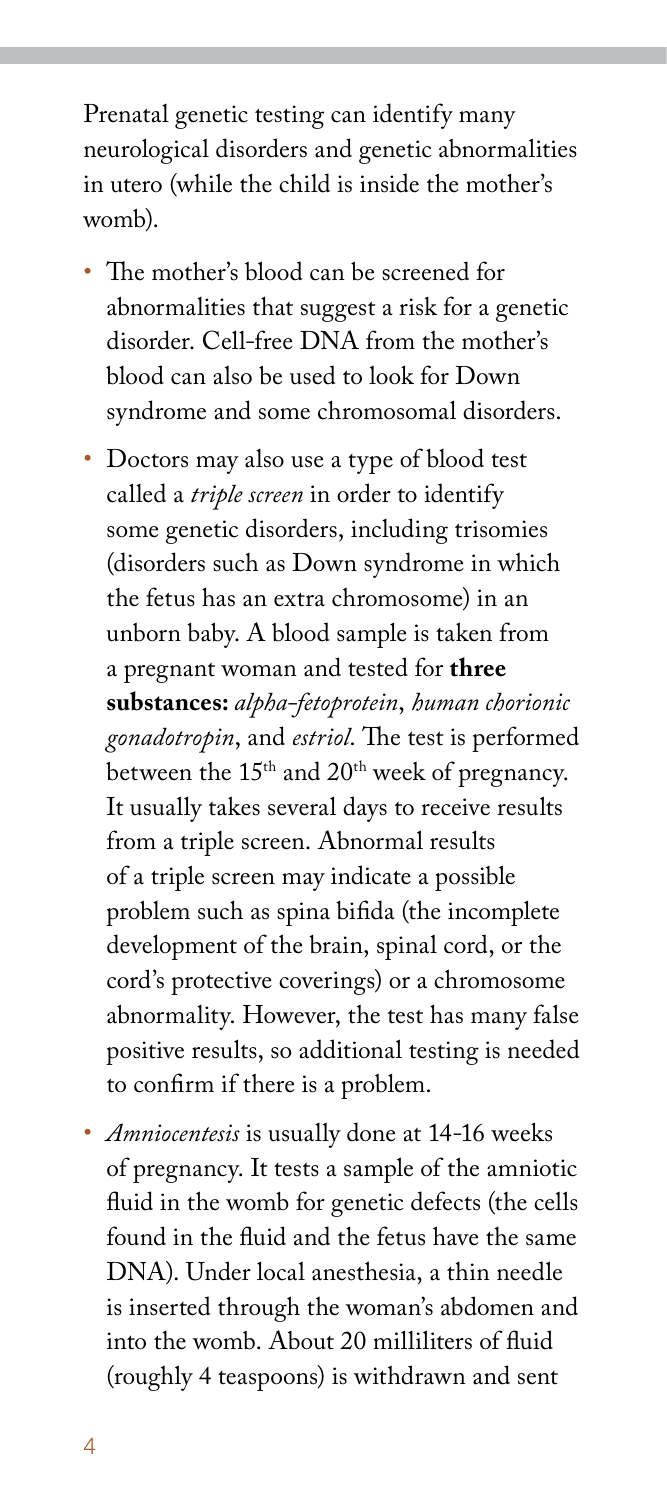Prenatal genetic testing can identify many neurological disorders and genetic abnormalities in utero (while the child is inside the mother's womb).

- The mother's blood can be screened for abnormalities that suggest a risk for a genetic disorder. Cell-free DNA from the mother's blood can also be used to look for Down syndrome and some chromosomal disorders.
- Doctors may also use a type of blood test called a *triple screen* in order to identify some genetic disorders, including trisomies (disorders such as Down syndrome in which the fetus has an extra chromosome) in an unborn baby. A blood sample is taken from a pregnant woman and tested for **three substances:** *alpha-fetoprotein*, *human chorionic gonadotropin*, and *estriol*. The test is performed between the 15th and 20th week of pregnancy. It usually takes several days to receive results from a triple screen. Abnormal results of a triple screen may indicate a possible problem such as spina bifida (the incomplete development of the brain, spinal cord, or the cord's protective coverings) or a chromosome abnormality. However, the test has many false positive results, so additional testing is needed to confirm if there is a problem.
- *Amniocentesis* is usually done at 14-16 weeks of pregnancy. It tests a sample of the amniotic fluid in the womb for genetic defects (the cells found in the fluid and the fetus have the same DNA). Under local anesthesia, a thin needle is inserted through the woman's abdomen and into the womb. About 20 milliliters of fluid (roughly 4 teaspoons) is withdrawn and sent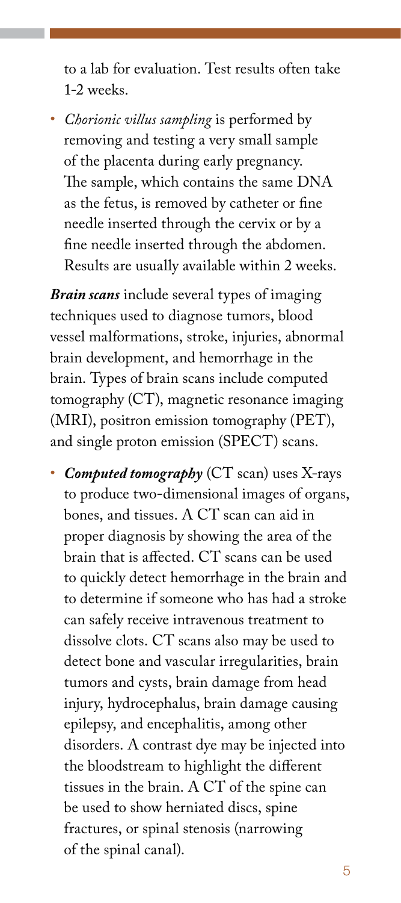to a lab for evaluation. Test results often take 1-2 weeks.

- *Chorionic villus sampling* is performed by removing and testing a very small sample of the placenta during early pregnancy. The sample, which contains the same DNA as the fetus, is removed by catheter or fine needle inserted through the cervix or by a fine needle inserted through the abdomen. Results are usually available within 2 weeks.

***Brain scans*** include several types of imaging techniques used to diagnose tumors, blood vessel malformations, stroke, injuries, abnormal brain development, and hemorrhage in the brain. Types of brain scans include computed tomography (CT), magnetic resonance imaging (MRI), positron emission tomography (PET), and single proton emission (SPECT) scans.

- ***Computed tomography*** (CT scan) uses X-rays to produce two-dimensional images of organs, bones, and tissues. A CT scan can aid in proper diagnosis by showing the area of the brain that is affected. CT scans can be used to quickly detect hemorrhage in the brain and to determine if someone who has had a stroke can safely receive intravenous treatment to dissolve clots. CT scans also may be used to detect bone and vascular irregularities, brain tumors and cysts, brain damage from head injury, hydrocephalus, brain damage causing epilepsy, and encephalitis, among other disorders. A contrast dye may be injected into the bloodstream to highlight the different tissues in the brain. A CT of the spine can be used to show herniated discs, spine fractures, or spinal stenosis (narrowing of the spinal canal).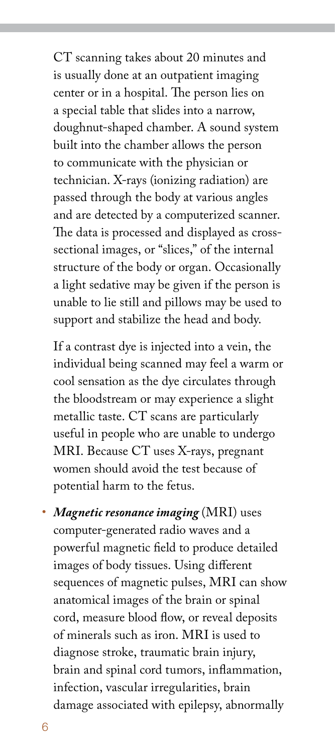CT scanning takes about 20 minutes and is usually done at an outpatient imaging center or in a hospital. The person lies on a special table that slides into a narrow, doughnut-shaped chamber. A sound system built into the chamber allows the person to communicate with the physician or technician. X-rays (ionizing radiation) are passed through the body at various angles and are detected by a computerized scanner. The data is processed and displayed as cross-sectional images, or "slices," of the internal structure of the body or organ. Occasionally a light sedative may be given if the person is unable to lie still and pillows may be used to support and stabilize the head and body.

If a contrast dye is injected into a vein, the individual being scanned may feel a warm or cool sensation as the dye circulates through the bloodstream or may experience a slight metallic taste. CT scans are particularly useful in people who are unable to undergo MRI. Because CT uses X-rays, pregnant women should avoid the test because of potential harm to the fetus.

- ***Magnetic resonance imaging*** (MRI) uses computer-generated radio waves and a powerful magnetic field to produce detailed images of body tissues. Using different sequences of magnetic pulses, MRI can show anatomical images of the brain or spinal cord, measure blood flow, or reveal deposits of minerals such as iron. MRI is used to diagnose stroke, traumatic brain injury, brain and spinal cord tumors, inflammation, infection, vascular irregularities, brain damage associated with epilepsy, abnormally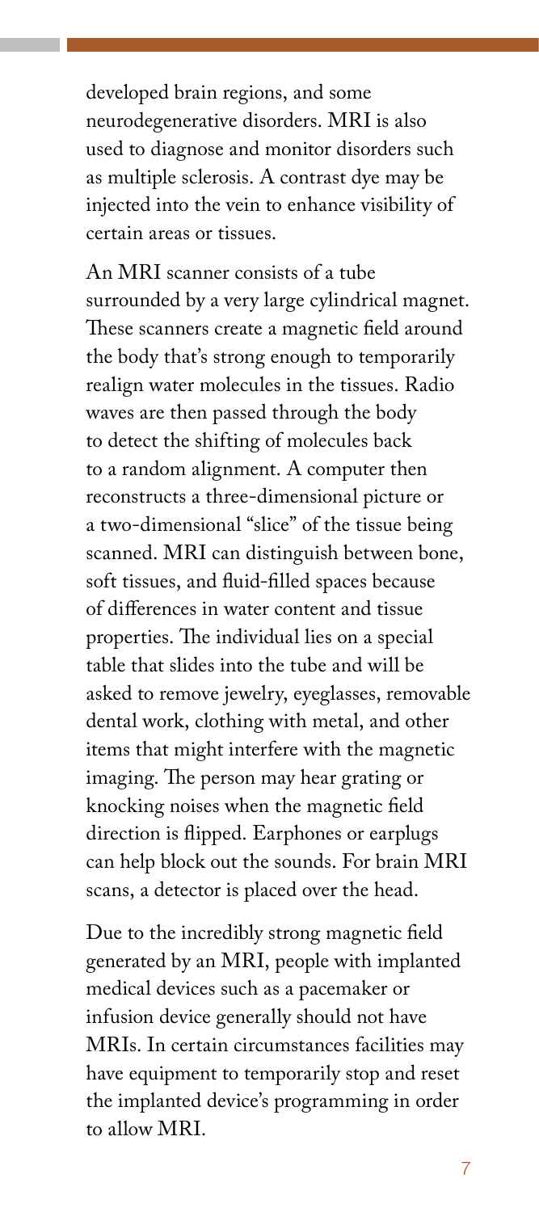developed brain regions, and some neurodegenerative disorders. MRI is also used to diagnose and monitor disorders such as multiple sclerosis. A contrast dye may be injected into the vein to enhance visibility of certain areas or tissues.

An MRI scanner consists of a tube surrounded by a very large cylindrical magnet. These scanners create a magnetic field around the body that's strong enough to temporarily realign water molecules in the tissues. Radio waves are then passed through the body to detect the shifting of molecules back to a random alignment. A computer then reconstructs a three-dimensional picture or a two-dimensional "slice" of the tissue being scanned. MRI can distinguish between bone, soft tissues, and fluid-filled spaces because of differences in water content and tissue properties. The individual lies on a special table that slides into the tube and will be asked to remove jewelry, eyeglasses, removable dental work, clothing with metal, and other items that might interfere with the magnetic imaging. The person may hear grating or knocking noises when the magnetic field direction is flipped. Earphones or earplugs can help block out the sounds. For brain MRI scans, a detector is placed over the head.

Due to the incredibly strong magnetic field generated by an MRI, people with implanted medical devices such as a pacemaker or infusion device generally should not have MRIs. In certain circumstances facilities may have equipment to temporarily stop and reset the implanted device's programming in order to allow MRI.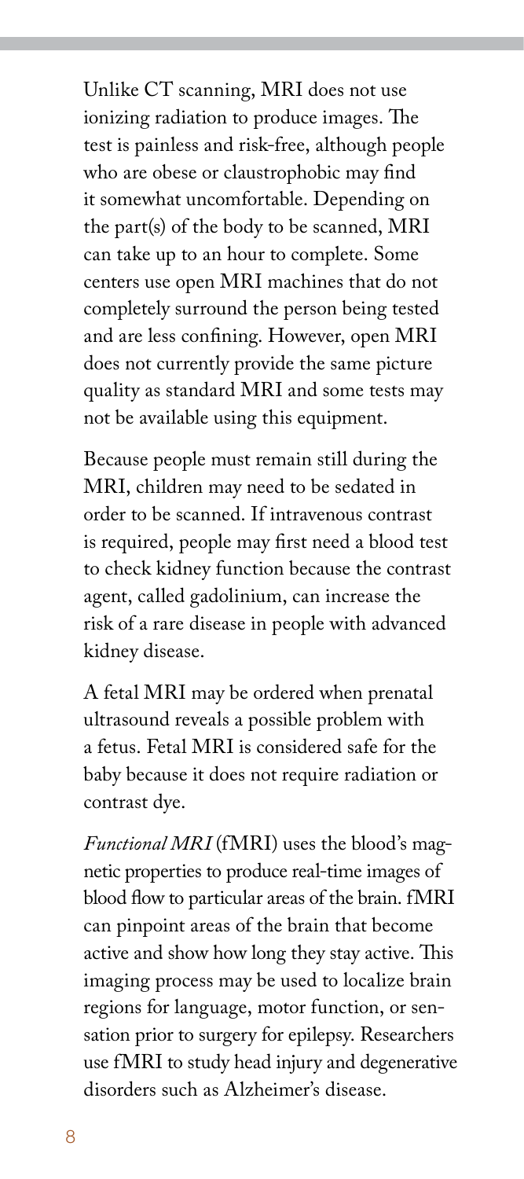Unlike CT scanning, MRI does not use ionizing radiation to produce images. The test is painless and risk-free, although people who are obese or claustrophobic may find it somewhat uncomfortable. Depending on the part(s) of the body to be scanned, MRI can take up to an hour to complete. Some centers use open MRI machines that do not completely surround the person being tested and are less confining. However, open MRI does not currently provide the same picture quality as standard MRI and some tests may not be available using this equipment.

Because people must remain still during the MRI, children may need to be sedated in order to be scanned. If intravenous contrast is required, people may first need a blood test to check kidney function because the contrast agent, called gadolinium, can increase the risk of a rare disease in people with advanced kidney disease.

A fetal MRI may be ordered when prenatal ultrasound reveals a possible problem with a fetus. Fetal MRI is considered safe for the baby because it does not require radiation or contrast dye.

*Functional MRI* (fMRI) uses the blood's magnetic properties to produce real-time images of blood flow to particular areas of the brain. fMRI can pinpoint areas of the brain that become active and show how long they stay active. This imaging process may be used to localize brain regions for language, motor function, or sensation prior to surgery for epilepsy. Researchers use fMRI to study head injury and degenerative disorders such as Alzheimer's disease.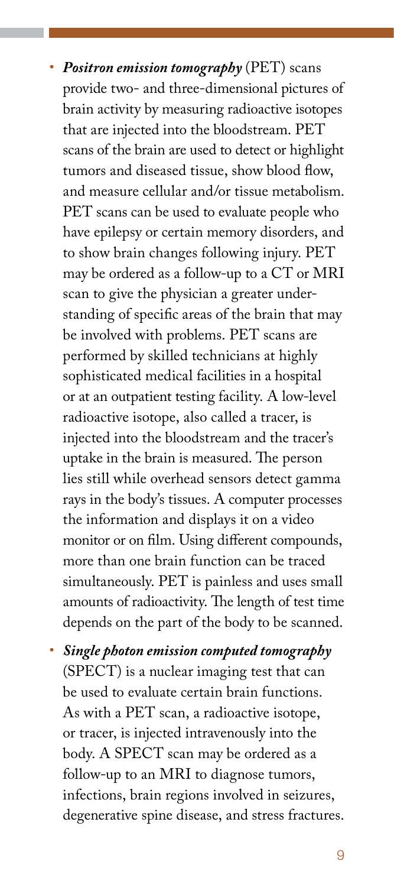- ***Positron emission tomography*** (PET) scans provide two- and three-dimensional pictures of brain activity by measuring radioactive isotopes that are injected into the bloodstream. PET scans of the brain are used to detect or highlight tumors and diseased tissue, show blood flow, and measure cellular and/or tissue metabolism. PET scans can be used to evaluate people who have epilepsy or certain memory disorders, and to show brain changes following injury. PET may be ordered as a follow-up to a CT or MRI scan to give the physician a greater understanding of specific areas of the brain that may be involved with problems. PET scans are performed by skilled technicians at highly sophisticated medical facilities in a hospital or at an outpatient testing facility. A low-level radioactive isotope, also called a tracer, is injected into the bloodstream and the tracer's uptake in the brain is measured. The person lies still while overhead sensors detect gamma rays in the body's tissues. A computer processes the information and displays it on a video monitor or on film. Using different compounds, more than one brain function can be traced simultaneously. PET is painless and uses small amounts of radioactivity. The length of test time depends on the part of the body to be scanned.

- ***Single photon emission computed tomography*** (SPECT) is a nuclear imaging test that can be used to evaluate certain brain functions. As with a PET scan, a radioactive isotope, or tracer, is injected intravenously into the body. A SPECT scan may be ordered as a follow-up to an MRI to diagnose tumors, infections, brain regions involved in seizures, degenerative spine disease, and stress fractures.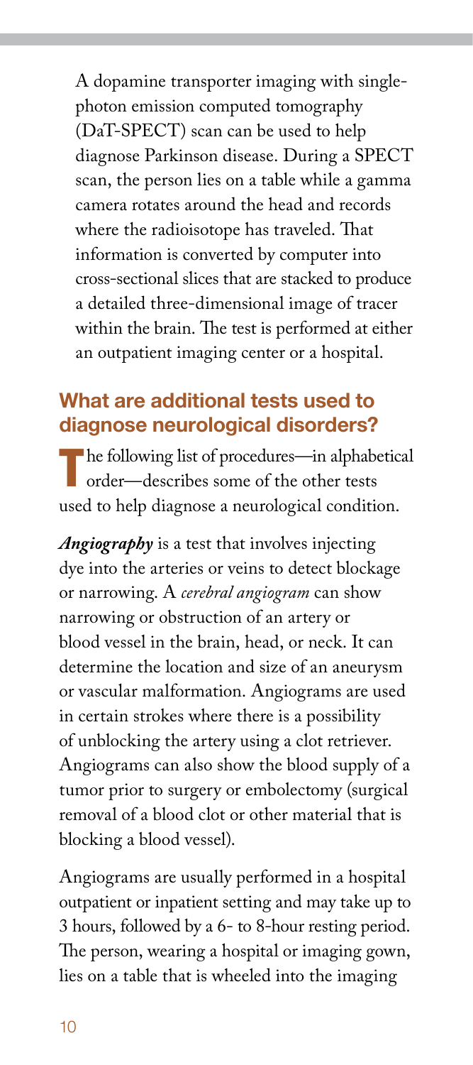A dopamine transporter imaging with single-photon emission computed tomography (DaT-SPECT) scan can be used to help diagnose Parkinson disease. During a SPECT scan, the person lies on a table while a gamma camera rotates around the head and records where the radioisotope has traveled. That information is converted by computer into cross-sectional slices that are stacked to produce a detailed three-dimensional image of tracer within the brain. The test is performed at either an outpatient imaging center or a hospital.

## What are additional tests used to diagnose neurological disorders?

The following list of procedures—in alphabetical order—describes some of the other tests used to help diagnose a neurological condition.

***Angiography*** is a test that involves injecting dye into the arteries or veins to detect blockage or narrowing. A *cerebral angiogram* can show narrowing or obstruction of an artery or blood vessel in the brain, head, or neck. It can determine the location and size of an aneurysm or vascular malformation. Angiograms are used in certain strokes where there is a possibility of unblocking the artery using a clot retriever. Angiograms can also show the blood supply of a tumor prior to surgery or embolectomy (surgical removal of a blood clot or other material that is blocking a blood vessel).

Angiograms are usually performed in a hospital outpatient or inpatient setting and may take up to 3 hours, followed by a 6- to 8-hour resting period. The person, wearing a hospital or imaging gown, lies on a table that is wheeled into the imaging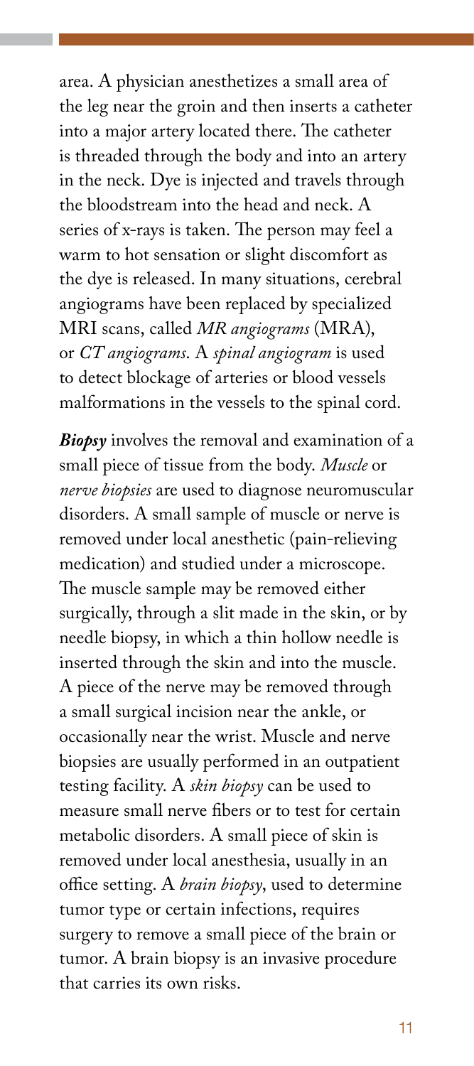area. A physician anesthetizes a small area of the leg near the groin and then inserts a catheter into a major artery located there. The catheter is threaded through the body and into an artery in the neck. Dye is injected and travels through the bloodstream into the head and neck. A series of x-rays is taken. The person may feel a warm to hot sensation or slight discomfort as the dye is released. In many situations, cerebral angiograms have been replaced by specialized MRI scans, called *MR angiograms* (MRA), or *CT angiograms*. A *spinal angiogram* is used to detect blockage of arteries or blood vessels malformations in the vessels to the spinal cord.

***Biopsy*** involves the removal and examination of a small piece of tissue from the body. *Muscle* or *nerve biopsies* are used to diagnose neuromuscular disorders. A small sample of muscle or nerve is removed under local anesthetic (pain-relieving medication) and studied under a microscope. The muscle sample may be removed either surgically, through a slit made in the skin, or by needle biopsy, in which a thin hollow needle is inserted through the skin and into the muscle. A piece of the nerve may be removed through a small surgical incision near the ankle, or occasionally near the wrist. Muscle and nerve biopsies are usually performed in an outpatient testing facility. A *skin biopsy* can be used to measure small nerve fibers or to test for certain metabolic disorders. A small piece of skin is removed under local anesthesia, usually in an office setting. A *brain biopsy*, used to determine tumor type or certain infections, requires surgery to remove a small piece of the brain or tumor. A brain biopsy is an invasive procedure that carries its own risks.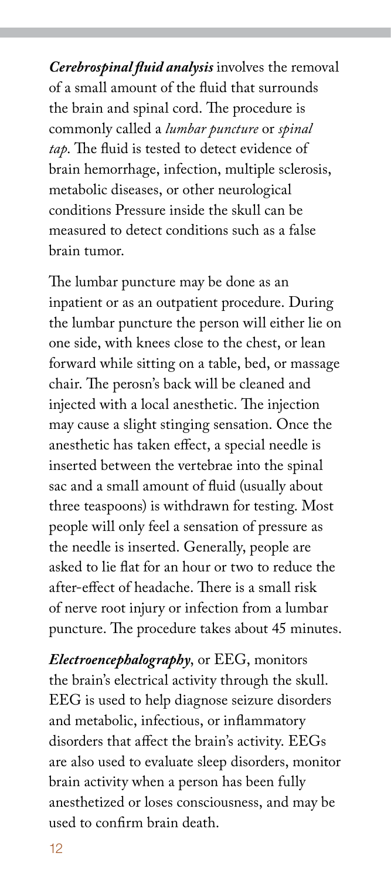***Cerebrospinal fluid analysis*** involves the removal of a small amount of the fluid that surrounds the brain and spinal cord. The procedure is commonly called a *lumbar puncture* or *spinal tap*. The fluid is tested to detect evidence of brain hemorrhage, infection, multiple sclerosis, metabolic diseases, or other neurological conditions Pressure inside the skull can be measured to detect conditions such as a false brain tumor.

The lumbar puncture may be done as an inpatient or as an outpatient procedure. During the lumbar puncture the person will either lie on one side, with knees close to the chest, or lean forward while sitting on a table, bed, or massage chair. The perosn's back will be cleaned and injected with a local anesthetic. The injection may cause a slight stinging sensation. Once the anesthetic has taken effect, a special needle is inserted between the vertebrae into the spinal sac and a small amount of fluid (usually about three teaspoons) is withdrawn for testing. Most people will only feel a sensation of pressure as the needle is inserted. Generally, people are asked to lie flat for an hour or two to reduce the after-effect of headache. There is a small risk of nerve root injury or infection from a lumbar puncture. The procedure takes about 45 minutes.

***Electroencephalography***, or EEG, monitors the brain's electrical activity through the skull. EEG is used to help diagnose seizure disorders and metabolic, infectious, or inflammatory disorders that affect the brain's activity. EEGs are also used to evaluate sleep disorders, monitor brain activity when a person has been fully anesthetized or loses consciousness, and may be used to confirm brain death.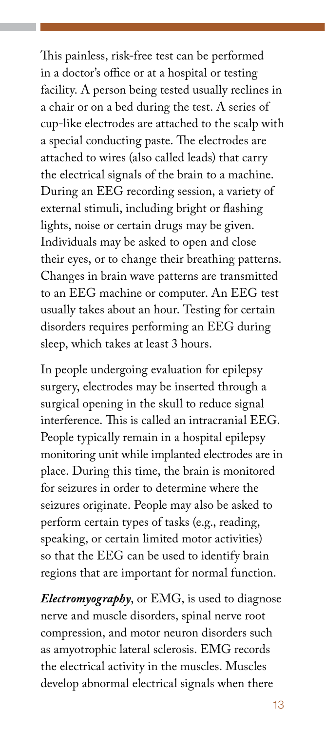This painless, risk-free test can be performed in a doctor's office or at a hospital or testing facility. A person being tested usually reclines in a chair or on a bed during the test. A series of cup-like electrodes are attached to the scalp with a special conducting paste. The electrodes are attached to wires (also called leads) that carry the electrical signals of the brain to a machine. During an EEG recording session, a variety of external stimuli, including bright or flashing lights, noise or certain drugs may be given. Individuals may be asked to open and close their eyes, or to change their breathing patterns. Changes in brain wave patterns are transmitted to an EEG machine or computer. An EEG test usually takes about an hour. Testing for certain disorders requires performing an EEG during sleep, which takes at least 3 hours.

In people undergoing evaluation for epilepsy surgery, electrodes may be inserted through a surgical opening in the skull to reduce signal interference. This is called an intracranial EEG. People typically remain in a hospital epilepsy monitoring unit while implanted electrodes are in place. During this time, the brain is monitored for seizures in order to determine where the seizures originate. People may also be asked to perform certain types of tasks (e.g., reading, speaking, or certain limited motor activities) so that the EEG can be used to identify brain regions that are important for normal function.

***Electromyography***, or EMG, is used to diagnose nerve and muscle disorders, spinal nerve root compression, and motor neuron disorders such as amyotrophic lateral sclerosis. EMG records the electrical activity in the muscles. Muscles develop abnormal electrical signals when there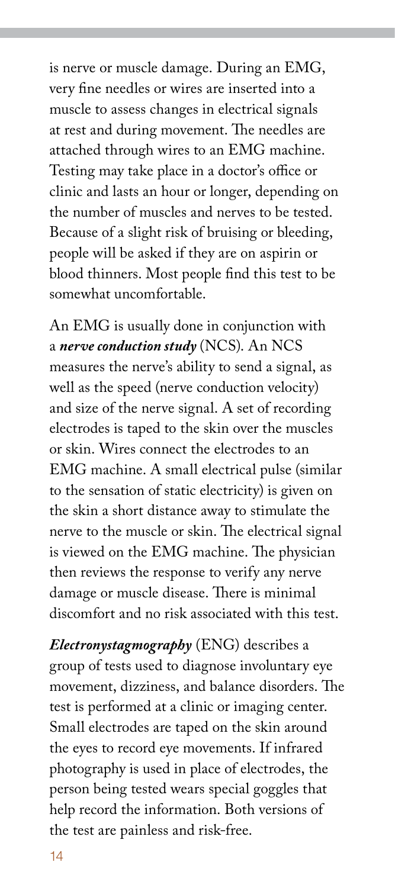is nerve or muscle damage. During an EMG, very fine needles or wires are inserted into a muscle to assess changes in electrical signals at rest and during movement. The needles are attached through wires to an EMG machine. Testing may take place in a doctor's office or clinic and lasts an hour or longer, depending on the number of muscles and nerves to be tested. Because of a slight risk of bruising or bleeding, people will be asked if they are on aspirin or blood thinners. Most people find this test to be somewhat uncomfortable.

An EMG is usually done in conjunction with a ***nerve conduction study*** (NCS). An NCS measures the nerve's ability to send a signal, as well as the speed (nerve conduction velocity) and size of the nerve signal. A set of recording electrodes is taped to the skin over the muscles or skin. Wires connect the electrodes to an EMG machine. A small electrical pulse (similar to the sensation of static electricity) is given on the skin a short distance away to stimulate the nerve to the muscle or skin. The electrical signal is viewed on the EMG machine. The physician then reviews the response to verify any nerve damage or muscle disease. There is minimal discomfort and no risk associated with this test.

***Electronystagmography*** (ENG) describes a group of tests used to diagnose involuntary eye movement, dizziness, and balance disorders. The test is performed at a clinic or imaging center. Small electrodes are taped on the skin around the eyes to record eye movements. If infrared photography is used in place of electrodes, the person being tested wears special goggles that help record the information. Both versions of the test are painless and risk-free.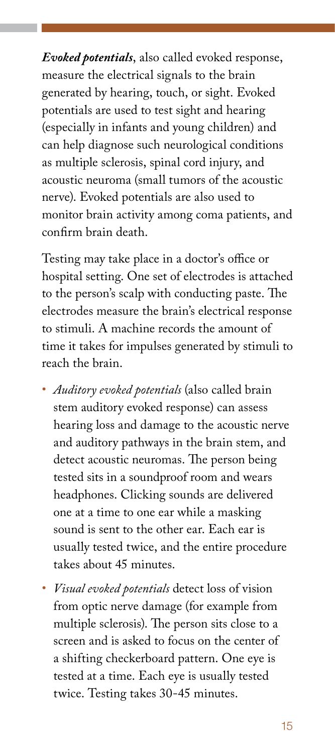***Evoked potentials***, also called evoked response, measure the electrical signals to the brain generated by hearing, touch, or sight. Evoked potentials are used to test sight and hearing (especially in infants and young children) and can help diagnose such neurological conditions as multiple sclerosis, spinal cord injury, and acoustic neuroma (small tumors of the acoustic nerve). Evoked potentials are also used to monitor brain activity among coma patients, and confirm brain death.

Testing may take place in a doctor's office or hospital setting. One set of electrodes is attached to the person's scalp with conducting paste. The electrodes measure the brain's electrical response to stimuli. A machine records the amount of time it takes for impulses generated by stimuli to reach the brain.

- *Auditory evoked potentials* (also called brain stem auditory evoked response) can assess hearing loss and damage to the acoustic nerve and auditory pathways in the brain stem, and detect acoustic neuromas. The person being tested sits in a soundproof room and wears headphones. Clicking sounds are delivered one at a time to one ear while a masking sound is sent to the other ear. Each ear is usually tested twice, and the entire procedure takes about 45 minutes.
- *Visual evoked potentials* detect loss of vision from optic nerve damage (for example from multiple sclerosis). The person sits close to a screen and is asked to focus on the center of a shifting checkerboard pattern. One eye is tested at a time. Each eye is usually tested twice. Testing takes 30-45 minutes.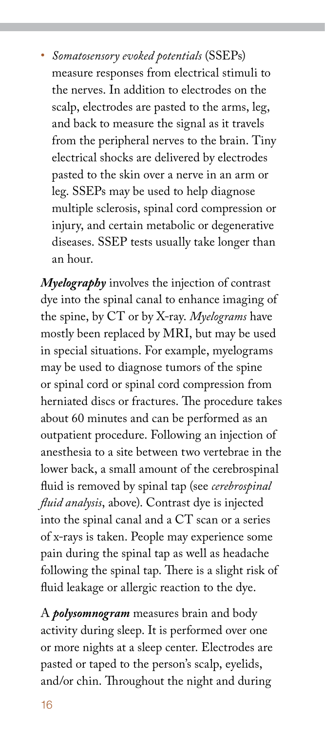- *Somatosensory evoked potentials* (SSEPs) measure responses from electrical stimuli to the nerves. In addition to electrodes on the scalp, electrodes are pasted to the arms, leg, and back to measure the signal as it travels from the peripheral nerves to the brain. Tiny electrical shocks are delivered by electrodes pasted to the skin over a nerve in an arm or leg. SSEPs may be used to help diagnose multiple sclerosis, spinal cord compression or injury, and certain metabolic or degenerative diseases. SSEP tests usually take longer than an hour.

***Myelography*** involves the injection of contrast dye into the spinal canal to enhance imaging of the spine, by CT or by X-ray. *Myelograms* have mostly been replaced by MRI, but may be used in special situations. For example, myelograms may be used to diagnose tumors of the spine or spinal cord or spinal cord compression from herniated discs or fractures. The procedure takes about 60 minutes and can be performed as an outpatient procedure. Following an injection of anesthesia to a site between two vertebrae in the lower back, a small amount of the cerebrospinal fluid is removed by spinal tap (see *cerebrospinal fluid analysis*, above). Contrast dye is injected into the spinal canal and a CT scan or a series of x-rays is taken. People may experience some pain during the spinal tap as well as headache following the spinal tap. There is a slight risk of fluid leakage or allergic reaction to the dye.

A ***polysomnogram*** measures brain and body activity during sleep. It is performed over one or more nights at a sleep center. Electrodes are pasted or taped to the person's scalp, eyelids, and/or chin. Throughout the night and during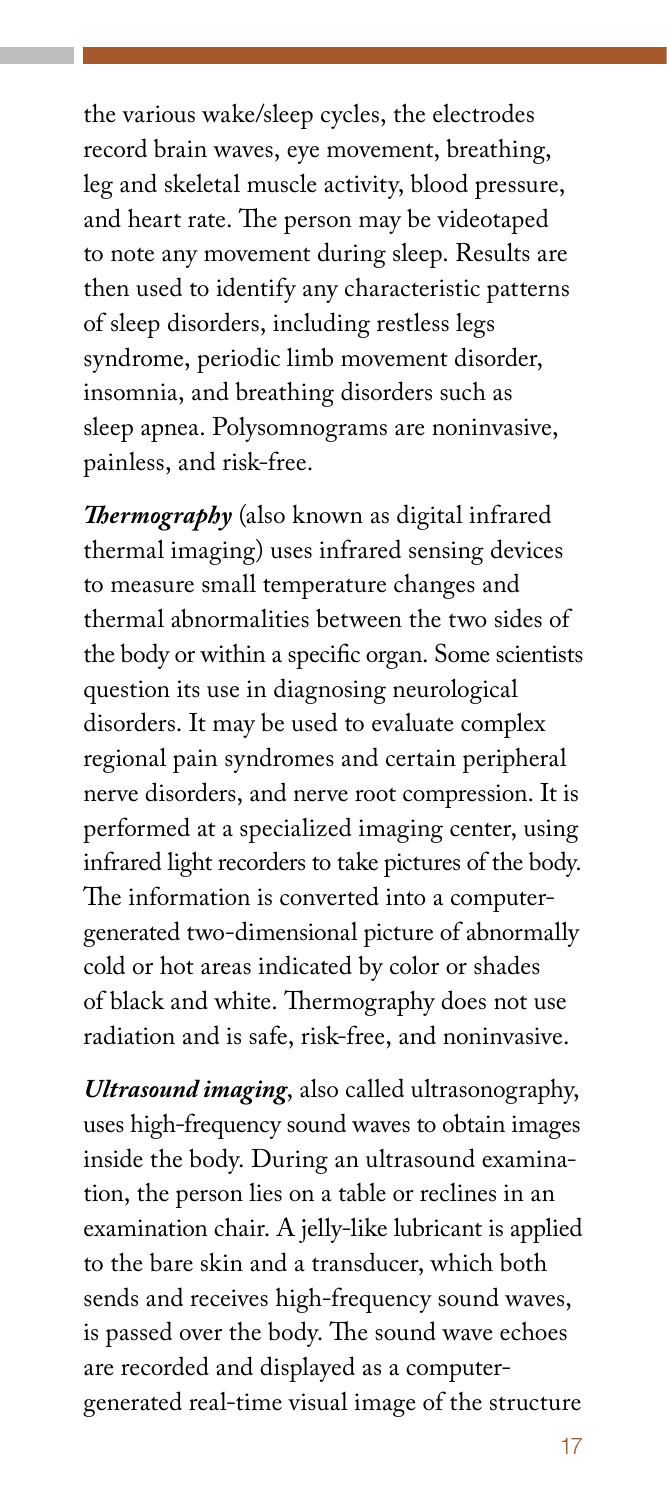the various wake/sleep cycles, the electrodes record brain waves, eye movement, breathing, leg and skeletal muscle activity, blood pressure, and heart rate. The person may be videotaped to note any movement during sleep. Results are then used to identify any characteristic patterns of sleep disorders, including restless legs syndrome, periodic limb movement disorder, insomnia, and breathing disorders such as sleep apnea. Polysomnograms are noninvasive, painless, and risk-free.

***Thermography*** (also known as digital infrared thermal imaging) uses infrared sensing devices to measure small temperature changes and thermal abnormalities between the two sides of the body or within a specific organ. Some scientists question its use in diagnosing neurological disorders. It may be used to evaluate complex regional pain syndromes and certain peripheral nerve disorders, and nerve root compression. It is performed at a specialized imaging center, using infrared light recorders to take pictures of the body. The information is converted into a computer-generated two-dimensional picture of abnormally cold or hot areas indicated by color or shades of black and white. Thermography does not use radiation and is safe, risk-free, and noninvasive.

***Ultrasound imaging***, also called ultrasonography, uses high-frequency sound waves to obtain images inside the body. During an ultrasound examination, the person lies on a table or reclines in an examination chair. A jelly-like lubricant is applied to the bare skin and a transducer, which both sends and receives high-frequency sound waves, is passed over the body. The sound wave echoes are recorded and displayed as a computer-generated real-time visual image of the structure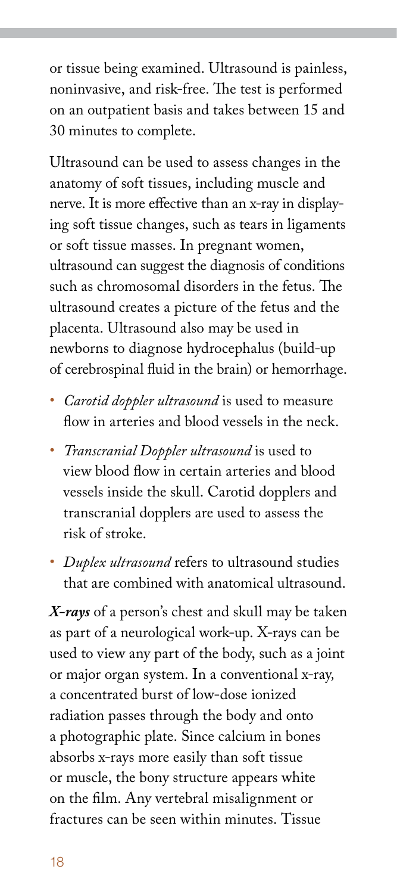or tissue being examined. Ultrasound is painless, noninvasive, and risk-free. The test is performed on an outpatient basis and takes between 15 and 30 minutes to complete.

Ultrasound can be used to assess changes in the anatomy of soft tissues, including muscle and nerve. It is more effective than an x-ray in displaying soft tissue changes, such as tears in ligaments or soft tissue masses. In pregnant women, ultrasound can suggest the diagnosis of conditions such as chromosomal disorders in the fetus. The ultrasound creates a picture of the fetus and the placenta. Ultrasound also may be used in newborns to diagnose hydrocephalus (build-up of cerebrospinal fluid in the brain) or hemorrhage.

- *Carotid doppler ultrasound* is used to measure flow in arteries and blood vessels in the neck.
- *Transcranial Doppler ultrasound* is used to view blood flow in certain arteries and blood vessels inside the skull. Carotid dopplers and transcranial dopplers are used to assess the risk of stroke.
- *Duplex ultrasound* refers to ultrasound studies that are combined with anatomical ultrasound.

***X-rays*** of a person's chest and skull may be taken as part of a neurological work-up. X-rays can be used to view any part of the body, such as a joint or major organ system. In a conventional x-ray, a concentrated burst of low-dose ionized radiation passes through the body and onto a photographic plate. Since calcium in bones absorbs x-rays more easily than soft tissue or muscle, the bony structure appears white on the film. Any vertebral misalignment or fractures can be seen within minutes. Tissue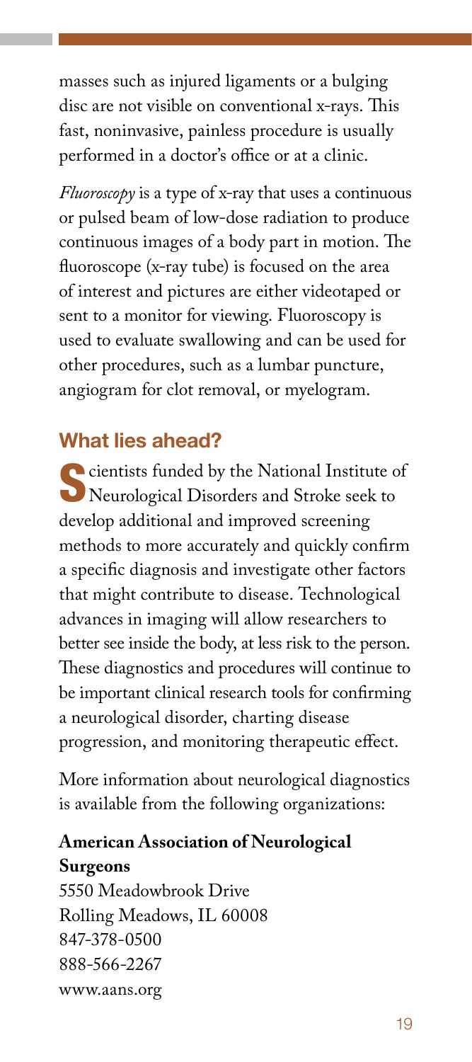masses such as injured ligaments or a bulging disc are not visible on conventional x-rays. This fast, noninvasive, painless procedure is usually performed in a doctor's office or at a clinic.

*Fluoroscopy* is a type of x-ray that uses a continuous or pulsed beam of low-dose radiation to produce continuous images of a body part in motion. The fluoroscope (x-ray tube) is focused on the area of interest and pictures are either videotaped or sent to a monitor for viewing. Fluoroscopy is used to evaluate swallowing and can be used for other procedures, such as a lumbar puncture, angiogram for clot removal, or myelogram.

## What lies ahead?

Scientists funded by the National Institute of Neurological Disorders and Stroke seek to develop additional and improved screening methods to more accurately and quickly confirm a specific diagnosis and investigate other factors that might contribute to disease. Technological advances in imaging will allow researchers to better see inside the body, at less risk to the person. These diagnostics and procedures will continue to be important clinical research tools for confirming a neurological disorder, charting disease progression, and monitoring therapeutic effect.

More information about neurological diagnostics is available from the following organizations:

**American Association of Neurological Surgeons**
5550 Meadowbrook Drive
Rolling Meadows, IL 60008
847-378-0500
888-566-2267
www.aans.org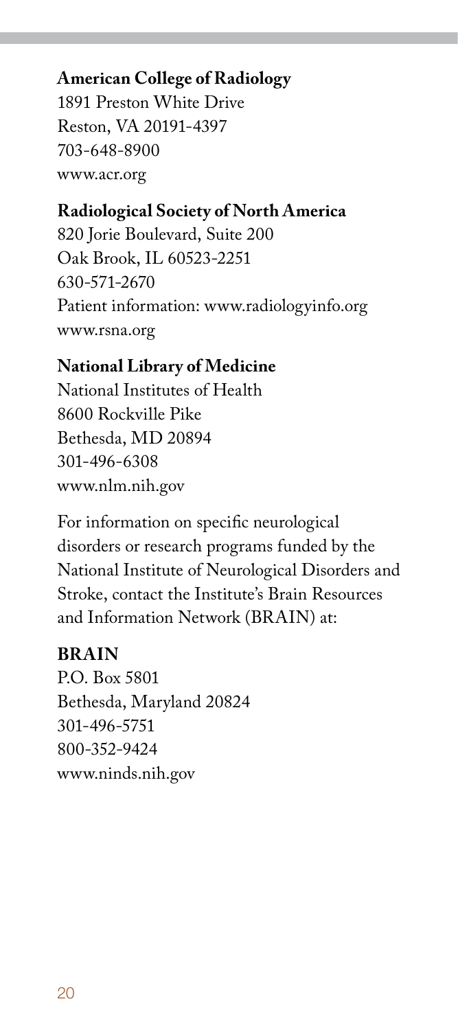**American College of Radiology**
1891 Preston White Drive
Reston, VA 20191-4397
703-648-8900
www.acr.org

**Radiological Society of North America**
820 Jorie Boulevard, Suite 200
Oak Brook, IL 60523-2251
630-571-2670
Patient information: www.radiologyinfo.org
www.rsna.org

**National Library of Medicine**
National Institutes of Health
8600 Rockville Pike
Bethesda, MD 20894
301-496-6308
www.nlm.nih.gov

For information on specific neurological disorders or research programs funded by the National Institute of Neurological Disorders and Stroke, contact the Institute's Brain Resources and Information Network (BRAIN) at:

**BRAIN**
P.O. Box 5801
Bethesda, Maryland 20824
301-496-5751
800-352-9424
www.ninds.nih.gov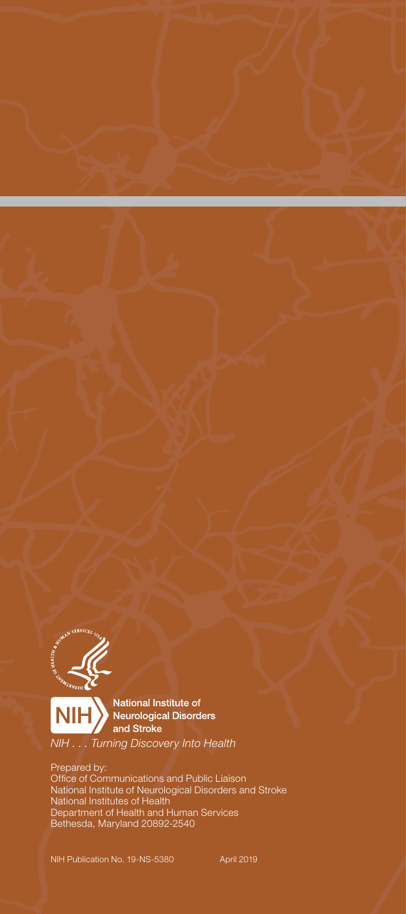National Institute of Neurological Disorders and Stroke

*NIH . . . Turning Discovery Into Health*

Prepared by:
Office of Communications and Public Liaison
National Institute of Neurological Disorders and Stroke
National Institutes of Health
Department of Health and Human Services
Bethesda, Maryland 20892-2540

NIH Publication No. 19-NS-5380

April 2019